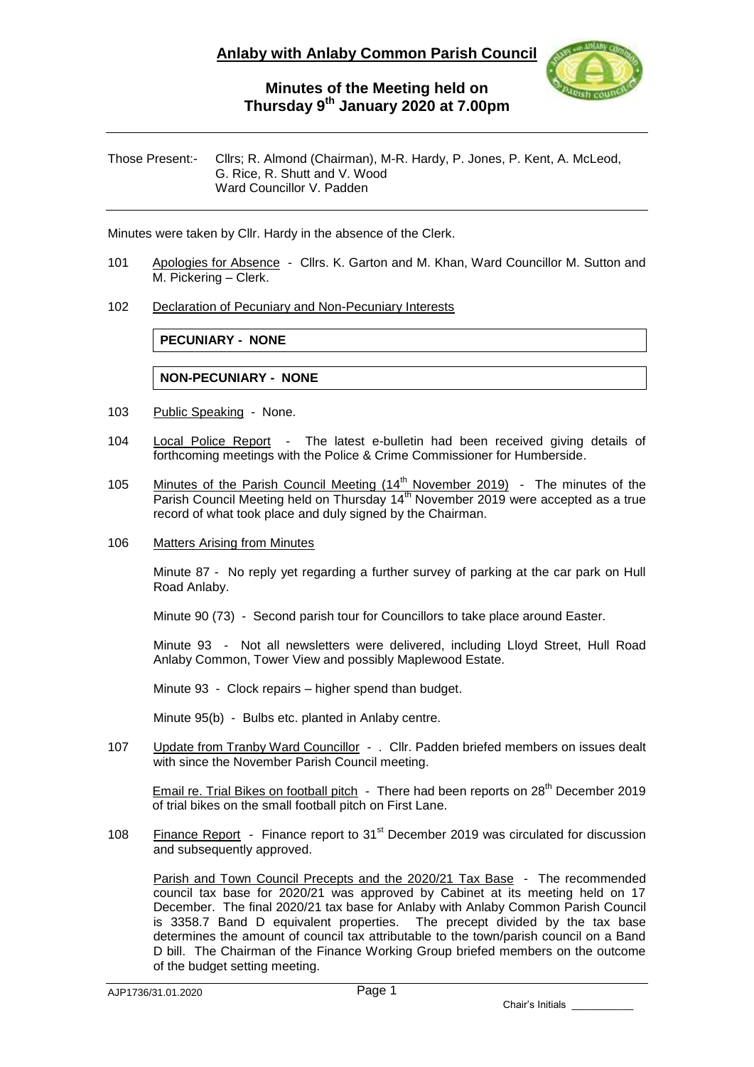# Anlaby with Anlaby Common Parish Council

## Minutes of the Meeting held on Thursday 9th January 2020 at 7.00pm

Those Present:- Cllrs; R. Almond (Chairman), M-R. Hardy, P. Jones, P. Kent, A. McLeod, G. Rice, R. Shutt and V. Wood
Ward Councillor V. Padden

Minutes were taken by Cllr. Hardy in the absence of the Clerk.

101 Apologies for Absence - Cllrs. K. Garton and M. Khan, Ward Councillor M. Sutton and M. Pickering – Clerk.

102 Declaration of Pecuniary and Non-Pecuniary Interests

**PECUNIARY - NONE**

**NON-PECUNIARY - NONE**

103 Public Speaking - None.

104 Local Police Report - The latest e-bulletin had been received giving details of forthcoming meetings with the Police & Crime Commissioner for Humberside.

105 Minutes of the Parish Council Meeting (14th November 2019) - The minutes of the Parish Council Meeting held on Thursday 14th November 2019 were accepted as a true record of what took place and duly signed by the Chairman.

106 Matters Arising from Minutes

Minute 87 - No reply yet regarding a further survey of parking at the car park on Hull Road Anlaby.

Minute 90 (73) - Second parish tour for Councillors to take place around Easter.

Minute 93 - Not all newsletters were delivered, including Lloyd Street, Hull Road Anlaby Common, Tower View and possibly Maplewood Estate.

Minute 93 - Clock repairs – higher spend than budget.

Minute 95(b) - Bulbs etc. planted in Anlaby centre.

107 Update from Tranby Ward Councillor - . Cllr. Padden briefed members on issues dealt with since the November Parish Council meeting.

Email re. Trial Bikes on football pitch - There had been reports on 28th December 2019 of trial bikes on the small football pitch on First Lane.

108 Finance Report - Finance report to 31st December 2019 was circulated for discussion and subsequently approved.

Parish and Town Council Precepts and the 2020/21 Tax Base - The recommended council tax base for 2020/21 was approved by Cabinet at its meeting held on 17 December. The final 2020/21 tax base for Anlaby with Anlaby Common Parish Council is 3358.7 Band D equivalent properties. The precept divided by the tax base determines the amount of council tax attributable to the town/parish council on a Band D bill. The Chairman of the Finance Working Group briefed members on the outcome of the budget setting meeting.

Chair's Initials \_\_\_\_\_\_\_\_\_\_\_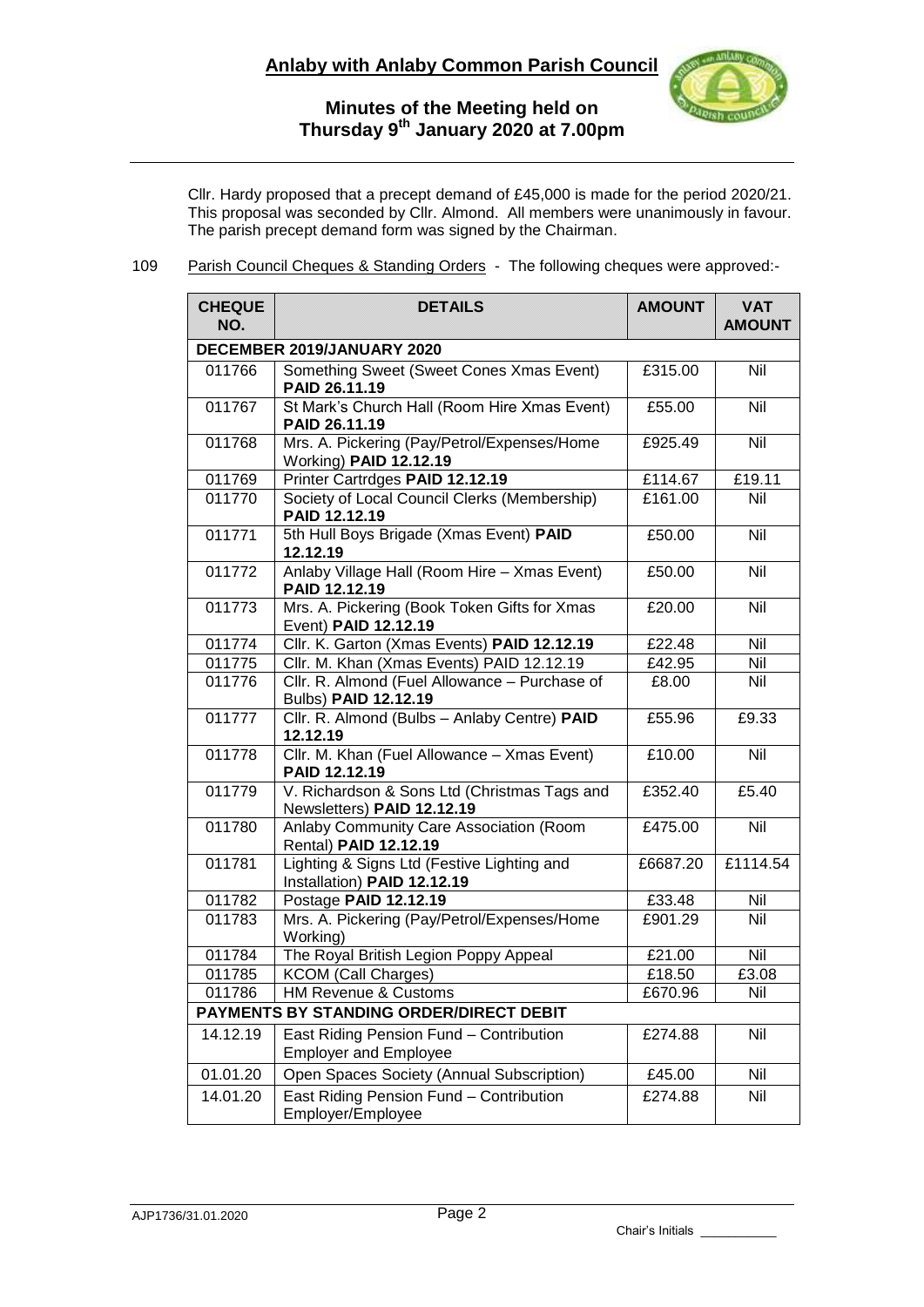Cllr. Hardy proposed that a precept demand of £45,000 is made for the period 2020/21. This proposal was seconded by Cllr. Almond. All members were unanimously in favour. The parish precept demand form was signed by the Chairman.

109 Parish Council Cheques & Standing Orders - The following cheques were approved:-

| CHEQUE NO. | DETAILS | AMOUNT | VAT AMOUNT |
|---|---|---|---|
| **DECEMBER 2019/JANUARY 2020** | | | |
| 011766 | Something Sweet (Sweet Cones Xmas Event) **PAID 26.11.19** | £315.00 | Nil |
| 011767 | St Mark's Church Hall (Room Hire Xmas Event) **PAID 26.11.19** | £55.00 | Nil |
| 011768 | Mrs. A. Pickering (Pay/Petrol/Expenses/Home Working) **PAID 12.12.19** | £925.49 | Nil |
| 011769 | Printer Cartrdges **PAID 12.12.19** | £114.67 | £19.11 |
| 011770 | Society of Local Council Clerks (Membership) **PAID 12.12.19** | £161.00 | Nil |
| 011771 | 5th Hull Boys Brigade (Xmas Event) **PAID 12.12.19** | £50.00 | Nil |
| 011772 | Anlaby Village Hall (Room Hire – Xmas Event) **PAID 12.12.19** | £50.00 | Nil |
| 011773 | Mrs. A. Pickering (Book Token Gifts for Xmas Event) **PAID 12.12.19** | £20.00 | Nil |
| 011774 | Cllr. K. Garton (Xmas Events) **PAID 12.12.19** | £22.48 | Nil |
| 011775 | Cllr. M. Khan (Xmas Events) PAID 12.12.19 | £42.95 | Nil |
| 011776 | Cllr. R. Almond (Fuel Allowance – Purchase of Bulbs) **PAID 12.12.19** | £8.00 | Nil |
| 011777 | Cllr. R. Almond (Bulbs – Anlaby Centre) **PAID 12.12.19** | £55.96 | £9.33 |
| 011778 | Cllr. M. Khan (Fuel Allowance – Xmas Event) **PAID 12.12.19** | £10.00 | Nil |
| 011779 | V. Richardson & Sons Ltd (Christmas Tags and Newsletters) **PAID 12.12.19** | £352.40 | £5.40 |
| 011780 | Anlaby Community Care Association (Room Rental) **PAID 12.12.19** | £475.00 | Nil |
| 011781 | Lighting & Signs Ltd (Festive Lighting and Installation) **PAID 12.12.19** | £6687.20 | £1114.54 |
| 011782 | Postage **PAID 12.12.19** | £33.48 | Nil |
| 011783 | Mrs. A. Pickering (Pay/Petrol/Expenses/Home Working) | £901.29 | Nil |
| 011784 | The Royal British Legion Poppy Appeal | £21.00 | Nil |
| 011785 | KCOM (Call Charges) | £18.50 | £3.08 |
| 011786 | HM Revenue & Customs | £670.96 | Nil |
| **PAYMENTS BY STANDING ORDER/DIRECT DEBIT** | | | |
| 14.12.19 | East Riding Pension Fund – Contribution Employer and Employee | £274.88 | Nil |
| 01.01.20 | Open Spaces Society (Annual Subscription) | £45.00 | Nil |
| 14.01.20 | East Riding Pension Fund – Contribution Employer/Employee | £274.88 | Nil |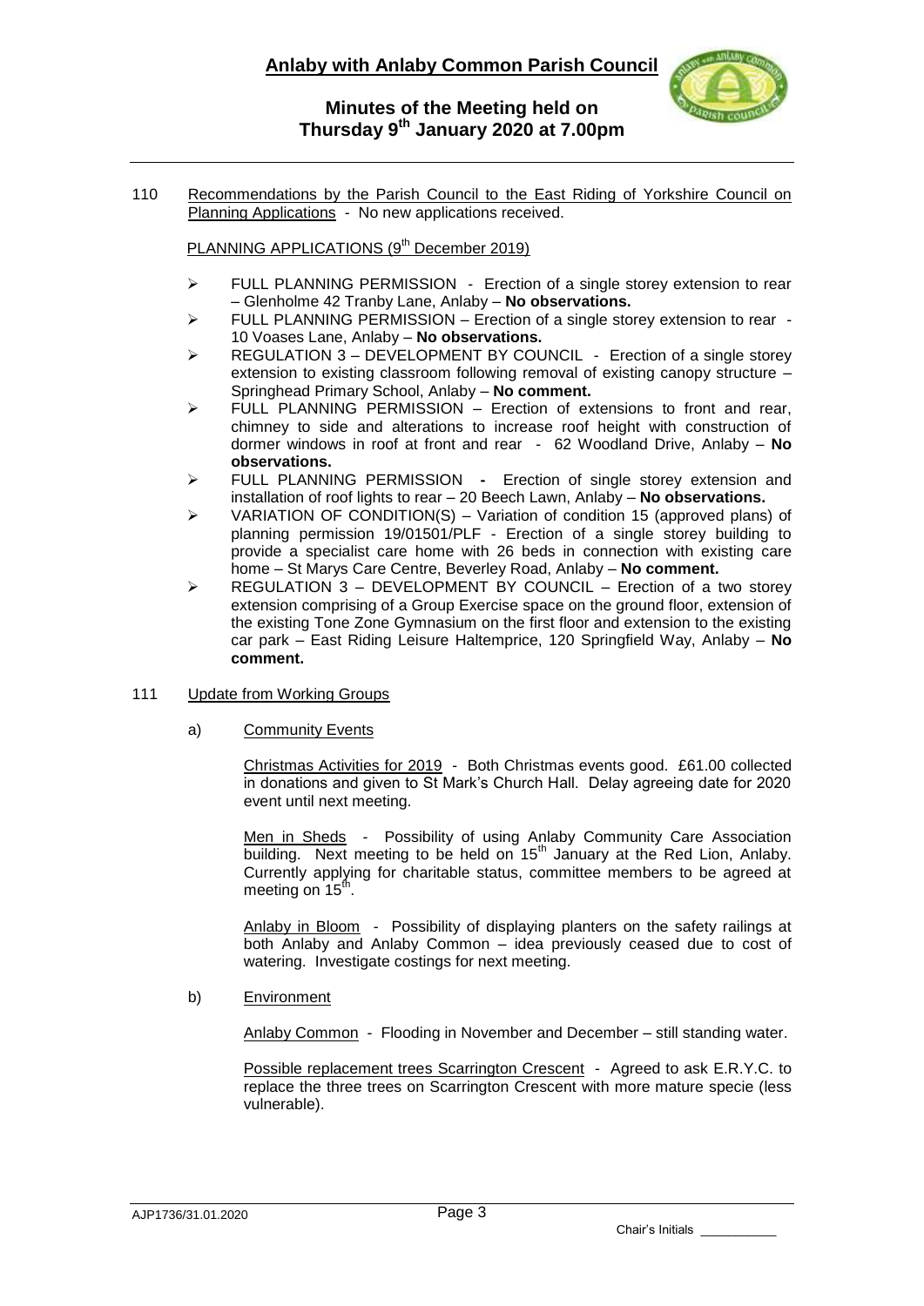110 Recommendations by the Parish Council to the East Riding of Yorkshire Council on Planning Applications - No new applications received.

PLANNING APPLICATIONS (9th December 2019)

- FULL PLANNING PERMISSION - Erection of a single storey extension to rear – Glenholme 42 Tranby Lane, Anlaby – **No observations.**
- FULL PLANNING PERMISSION – Erection of a single storey extension to rear - 10 Voases Lane, Anlaby – **No observations.**
- REGULATION 3 – DEVELOPMENT BY COUNCIL - Erection of a single storey extension to existing classroom following removal of existing canopy structure – Springhead Primary School, Anlaby – **No comment.**
- FULL PLANNING PERMISSION – Erection of extensions to front and rear, chimney to side and alterations to increase roof height with construction of dormer windows in roof at front and rear - 62 Woodland Drive, Anlaby – **No observations.**
- FULL PLANNING PERMISSION **-** Erection of single storey extension and installation of roof lights to rear – 20 Beech Lawn, Anlaby – **No observations.**
- VARIATION OF CONDITION(S) – Variation of condition 15 (approved plans) of planning permission 19/01501/PLF - Erection of a single storey building to provide a specialist care home with 26 beds in connection with existing care home – St Marys Care Centre, Beverley Road, Anlaby – **No comment.**
- REGULATION 3 – DEVELOPMENT BY COUNCIL – Erection of a two storey extension comprising of a Group Exercise space on the ground floor, extension of the existing Tone Zone Gymnasium on the first floor and extension to the existing car park – East Riding Leisure Haltemprice, 120 Springfield Way, Anlaby – **No comment.**

111 Update from Working Groups

a) Community Events

Christmas Activities for 2019 - Both Christmas events good. £61.00 collected in donations and given to St Mark's Church Hall. Delay agreeing date for 2020 event until next meeting.

Men in Sheds - Possibility of using Anlaby Community Care Association building. Next meeting to be held on 15th January at the Red Lion, Anlaby. Currently applying for charitable status, committee members to be agreed at meeting on 15th.

Anlaby in Bloom - Possibility of displaying planters on the safety railings at both Anlaby and Anlaby Common – idea previously ceased due to cost of watering. Investigate costings for next meeting.

b) Environment

Anlaby Common - Flooding in November and December – still standing water.

Possible replacement trees Scarrington Crescent - Agreed to ask E.R.Y.C. to replace the three trees on Scarrington Crescent with more mature specie (less vulnerable).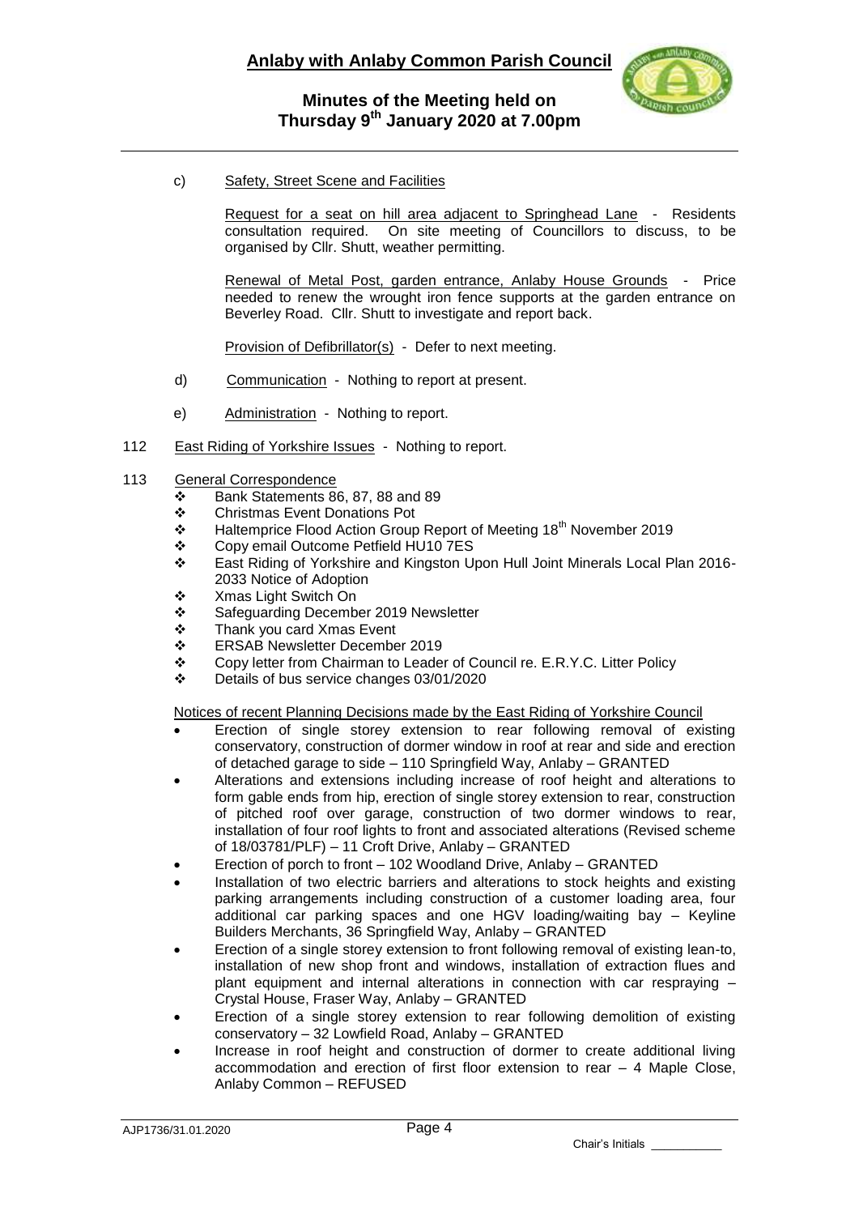c) Safety, Street Scene and Facilities

Request for a seat on hill area adjacent to Springhead Lane - Residents consultation required. On site meeting of Councillors to discuss, to be organised by Cllr. Shutt, weather permitting.

Renewal of Metal Post, garden entrance, Anlaby House Grounds - Price needed to renew the wrought iron fence supports at the garden entrance on Beverley Road. Cllr. Shutt to investigate and report back.

Provision of Defibrillator(s) - Defer to next meeting.

d) Communication - Nothing to report at present.

e) Administration - Nothing to report.

112 East Riding of Yorkshire Issues - Nothing to report.

113 General Correspondence

- Bank Statements 86, 87, 88 and 89
- Christmas Event Donations Pot
- Haltemprice Flood Action Group Report of Meeting 18th November 2019
- Copy email Outcome Petfield HU10 7ES
- East Riding of Yorkshire and Kingston Upon Hull Joint Minerals Local Plan 2016-2033 Notice of Adoption
- Xmas Light Switch On
- Safeguarding December 2019 Newsletter
- Thank you card Xmas Event
- ERSAB Newsletter December 2019
- Copy letter from Chairman to Leader of Council re. E.R.Y.C. Litter Policy
- Details of bus service changes 03/01/2020

Notices of recent Planning Decisions made by the East Riding of Yorkshire Council

- Erection of single storey extension to rear following removal of existing conservatory, construction of dormer window in roof at rear and side and erection of detached garage to side – 110 Springfield Way, Anlaby – GRANTED
- Alterations and extensions including increase of roof height and alterations to form gable ends from hip, erection of single storey extension to rear, construction of pitched roof over garage, construction of two dormer windows to rear, installation of four roof lights to front and associated alterations (Revised scheme of 18/03781/PLF) – 11 Croft Drive, Anlaby – GRANTED
- Erection of porch to front – 102 Woodland Drive, Anlaby – GRANTED
- Installation of two electric barriers and alterations to stock heights and existing parking arrangements including construction of a customer loading area, four additional car parking spaces and one HGV loading/waiting bay – Keyline Builders Merchants, 36 Springfield Way, Anlaby – GRANTED
- Erection of a single storey extension to front following removal of existing lean-to, installation of new shop front and windows, installation of extraction flues and plant equipment and internal alterations in connection with car respraying – Crystal House, Fraser Way, Anlaby – GRANTED
- Erection of a single storey extension to rear following demolition of existing conservatory – 32 Lowfield Road, Anlaby – GRANTED
- Increase in roof height and construction of dormer to create additional living accommodation and erection of first floor extension to rear – 4 Maple Close, Anlaby Common – REFUSED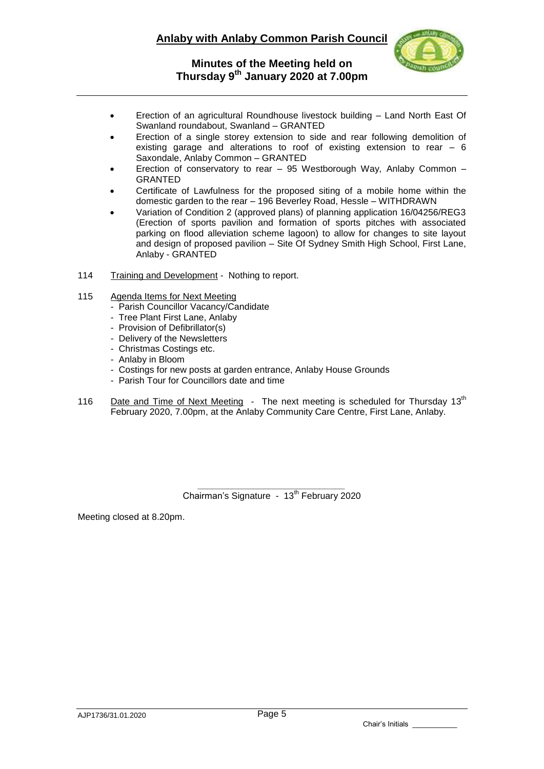- Erection of an agricultural Roundhouse livestock building – Land North East Of Swanland roundabout, Swanland – GRANTED
- Erection of a single storey extension to side and rear following demolition of existing garage and alterations to roof of existing extension to rear – 6 Saxondale, Anlaby Common – GRANTED
- Erection of conservatory to rear – 95 Westborough Way, Anlaby Common – GRANTED
- Certificate of Lawfulness for the proposed siting of a mobile home within the domestic garden to the rear – 196 Beverley Road, Hessle – WITHDRAWN
- Variation of Condition 2 (approved plans) of planning application 16/04256/REG3 (Erection of sports pavilion and formation of sports pitches with associated parking on flood alleviation scheme lagoon) to allow for changes to site layout and design of proposed pavilion – Site Of Sydney Smith High School, First Lane, Anlaby - GRANTED

114 Training and Development - Nothing to report.

115 Agenda Items for Next Meeting
- Parish Councillor Vacancy/Candidate
- Tree Plant First Lane, Anlaby
- Provision of Defibrillator(s)
- Delivery of the Newsletters
- Christmas Costings etc.
- Anlaby in Bloom
- Costings for new posts at garden entrance, Anlaby House Grounds
- Parish Tour for Councillors date and time

116 Date and Time of Next Meeting - The next meeting is scheduled for Thursday 13th February 2020, 7.00pm, at the Anlaby Community Care Centre, First Lane, Anlaby.

\_\_\_\_\_\_\_\_\_\_\_\_\_\_\_\_\_\_\_\_\_\_\_\_\_\_\_\_\_\_

Chairman's Signature - 13th February 2020

Meeting closed at 8.20pm.

AJP1736/31.01.2020

Chair's Initials \_\_\_\_\_\_\_\_\_\_\_